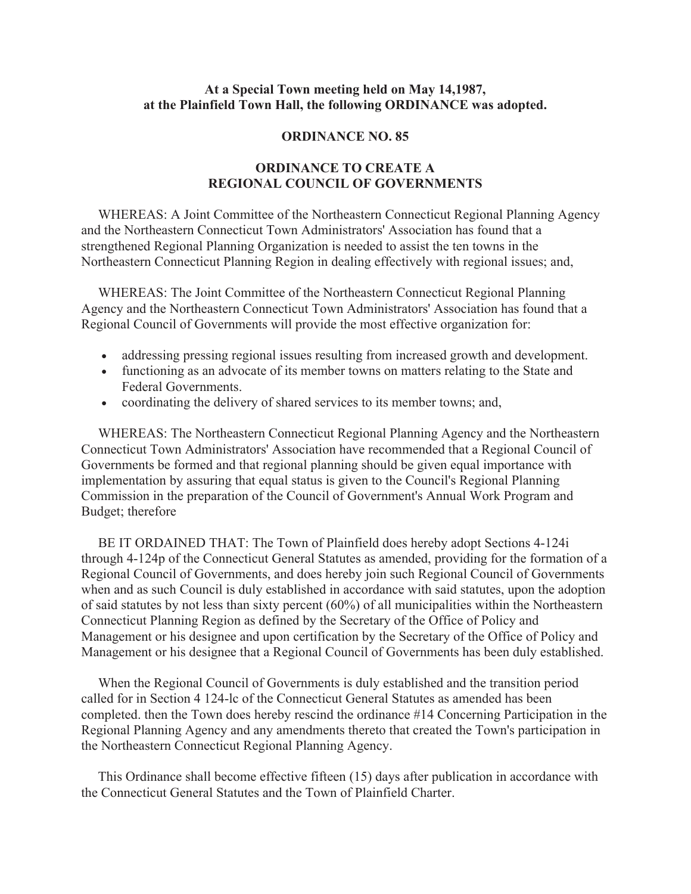**At a Special Town meeting held on May 14,1987, at the Plainfield Town Hall, the following ORDINANCE was adopted.**

# ORDINANCE NO. 85

## ORDINANCE TO CREATE A REGIONAL COUNCIL OF GOVERNMENTS

WHEREAS: A Joint Committee of the Northeastern Connecticut Regional Planning Agency and the Northeastern Connecticut Town Administrators' Association has found that a strengthened Regional Planning Organization is needed to assist the ten towns in the Northeastern Connecticut Planning Region in dealing effectively with regional issues; and,

WHEREAS: The Joint Committee of the Northeastern Connecticut Regional Planning Agency and the Northeastern Connecticut Town Administrators' Association has found that a Regional Council of Governments will provide the most effective organization for:

- addressing pressing regional issues resulting from increased growth and development.
- functioning as an advocate of its member towns on matters relating to the State and Federal Governments.
- coordinating the delivery of shared services to its member towns; and,

WHEREAS: The Northeastern Connecticut Regional Planning Agency and the Northeastern Connecticut Town Administrators' Association have recommended that a Regional Council of Governments be formed and that regional planning should be given equal importance with implementation by assuring that equal status is given to the Council's Regional Planning Commission in the preparation of the Council of Government's Annual Work Program and Budget; therefore

BE IT ORDAINED THAT: The Town of Plainfield does hereby adopt Sections 4-124i through 4-124p of the Connecticut General Statutes as amended, providing for the formation of a Regional Council of Governments, and does hereby join such Regional Council of Governments when and as such Council is duly established in accordance with said statutes, upon the adoption of said statutes by not less than sixty percent (60%) of all municipalities within the Northeastern Connecticut Planning Region as defined by the Secretary of the Office of Policy and Management or his designee and upon certification by the Secretary of the Office of Policy and Management or his designee that a Regional Council of Governments has been duly established.

When the Regional Council of Governments is duly established and the transition period called for in Section 4 124-lc of the Connecticut General Statutes as amended has been completed. then the Town does hereby rescind the ordinance #14 Concerning Participation in the Regional Planning Agency and any amendments thereto that created the Town's participation in the Northeastern Connecticut Regional Planning Agency.

This Ordinance shall become effective fifteen (15) days after publication in accordance with the Connecticut General Statutes and the Town of Plainfield Charter.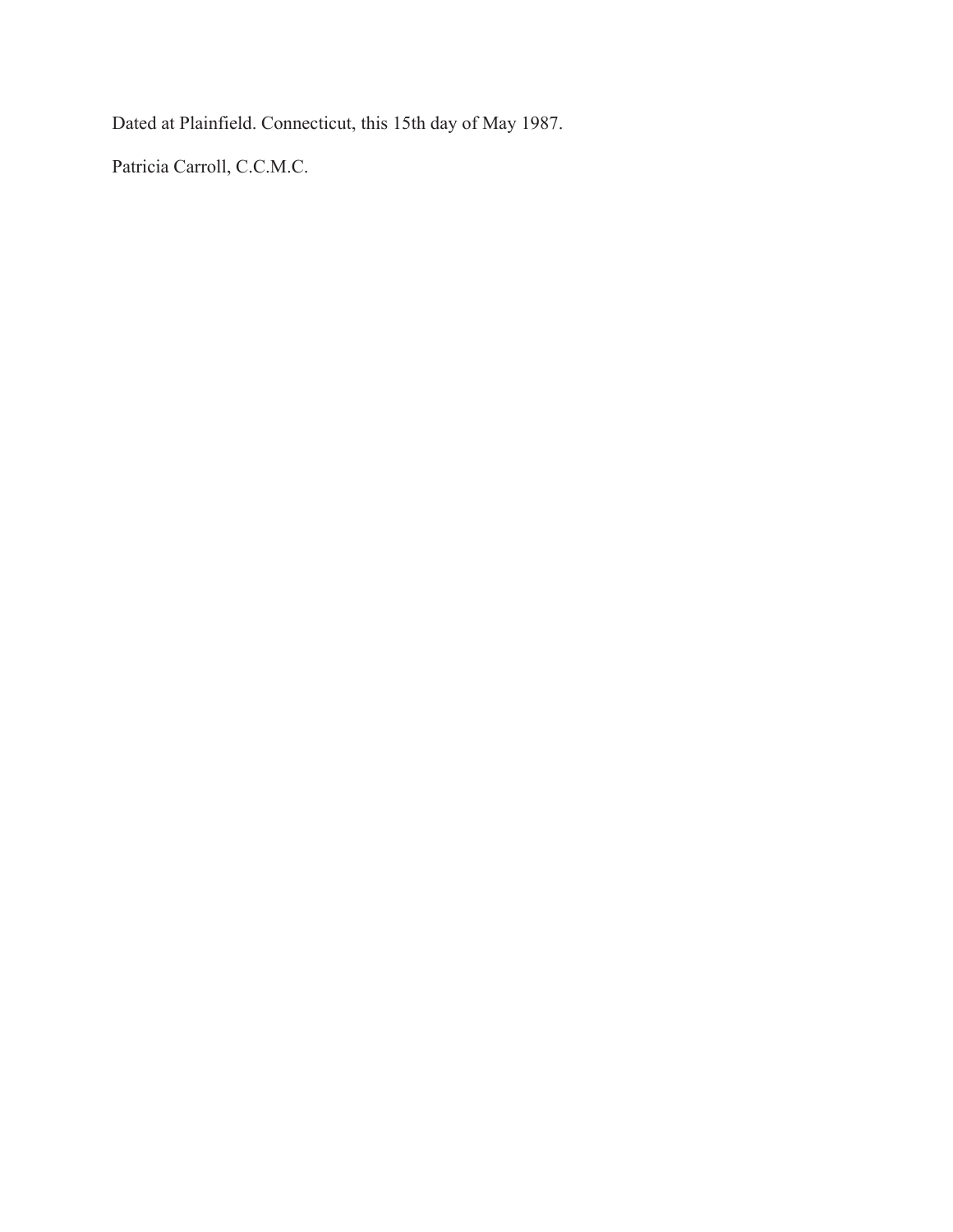Dated at Plainfield. Connecticut, this 15th day of May 1987.

Patricia Carroll, C.C.M.C.